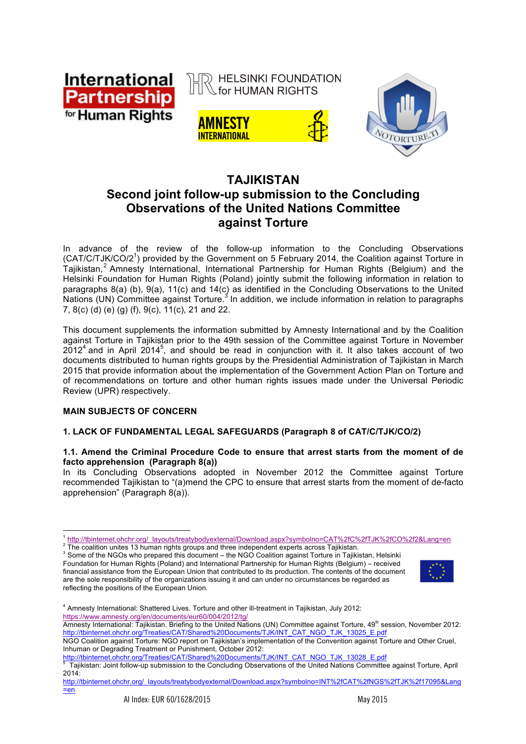# TAJIKISTAN

## Second joint follow-up submission to the Concluding Observations of the United Nations Committee against Torture

In advance of the review of the follow-up information to the Concluding Observations (CAT/C/TJK/CO/2[1]) provided by the Government on 5 February 2014, the Coalition against Torture in Tajikistan,[2] Amnesty International, International Partnership for Human Rights (Belgium) and the Helsinki Foundation for Human Rights (Poland) jointly submit the following information in relation to paragraphs 8(a) (b), 9(a), 11(c) and 14(c) as identified in the Concluding Observations to the United Nations (UN) Committee against Torture.[3] In addition, we include information in relation to paragraphs 7, 8(c) (d) (e) (g) (f), 9(c), 11(c), 21 and 22.

This document supplements the information submitted by Amnesty International and by the Coalition against Torture in Tajikistan prior to the 49th session of the Committee against Torture in November 2012[4] and in April 2014[5], and should be read in conjunction with it. It also takes account of two documents distributed to human rights groups by the Presidential Administration of Tajikistan in March 2015 that provide information about the implementation of the Government Action Plan on Torture and of recommendations on torture and other human rights issues made under the Universal Periodic Review (UPR) respectively.

**MAIN SUBJECTS OF CONCERN**

### 1. LACK OF FUNDAMENTAL LEGAL SAFEGUARDS (Paragraph 8 of CAT/C/TJK/CO/2)

#### 1.1. Amend the Criminal Procedure Code to ensure that arrest starts from the moment of de facto apprehension (Paragraph 8(a))

In its Concluding Observations adopted in November 2012 the Committee against Torture recommended Tajikistan to "(a)mend the CPC to ensure that arrest starts from the moment of de-facto apprehension" (Paragraph 8(a)).

---

[1] http://tbinternet.ohchr.org/_layouts/treatybodyexternal/Download.aspx?symbolno=CAT%2fC%2fTJK%2fCO%2f2&Lang=en

[2] The coalition unites 13 human rights groups and three independent experts across Tajikistan.

[3] Some of the NGOs who prepared this document – the NGO Coalition against Torture in Tajikistan, Helsinki Foundation for Human Rights (Poland) and International Partnership for Human Rights (Belgium) – received financial assistance from the European Union that contributed to its production. The contents of the document are the sole responsibility of the organizations issuing it and can under no circumstances be regarded as reflecting the positions of the European Union.

[4] Amnesty International: Shattered Lives. Torture and other ill-treatment in Tajikistan, July 2012: https://www.amnesty.org/en/documents/eur60/004/2012/tg/
Amnesty International: Tajikistan. Briefing to the United Nations (UN) Committee against Torture, 49th session, November 2012: http://tbinternet.ohchr.org/Treaties/CAT/Shared%20Documents/TJK/INT_CAT_NGO_TJK_13025_E.pdf
NGO Coalition against Torture: NGO report on Tajikistan's implementation of the Convention against Torture and Other Cruel, Inhuman or Degrading Treatment or Punishment, October 2012: http://tbinternet.ohchr.org/Treaties/CAT/Shared%20Documents/TJK/INT_CAT_NGO_TJK_13028_E.pdf

[5] Tajikistan: Joint follow-up submission to the Concluding Observations of the United Nations Committee against Torture, April 2014: http://tbinternet.ohchr.org/_layouts/treatybodyexternal/Download.aspx?symbolno=INT%2fCAT%2fNGS%2fTJK%2f17095&Lang=en

AI Index: EUR 60/1628/2015 May 2015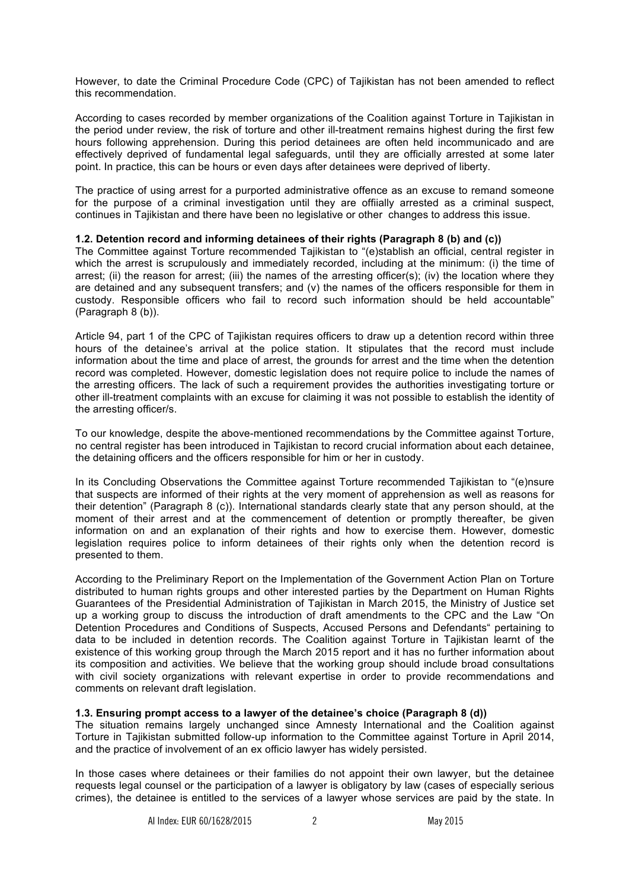However, to date the Criminal Procedure Code (CPC) of Tajikistan has not been amended to reflect this recommendation.

According to cases recorded by member organizations of the Coalition against Torture in Tajikistan in the period under review, the risk of torture and other ill-treatment remains highest during the first few hours following apprehension. During this period detainees are often held incommunicado and are effectively deprived of fundamental legal safeguards, until they are officially arrested at some later point. In practice, this can be hours or even days after detainees were deprived of liberty.

The practice of using arrest for a purported administrative offence as an excuse to remand someone for the purpose of a criminal investigation until they are offiially arrested as a criminal suspect, continues in Tajikistan and there have been no legislative or other changes to address this issue.

### 1.2. Detention record and informing detainees of their rights (Paragraph 8 (b) and (c))

The Committee against Torture recommended Tajikistan to "(e)stablish an official, central register in which the arrest is scrupulously and immediately recorded, including at the minimum: (i) the time of arrest; (ii) the reason for arrest; (iii) the names of the arresting officer(s); (iv) the location where they are detained and any subsequent transfers; and (v) the names of the officers responsible for them in custody. Responsible officers who fail to record such information should be held accountable" (Paragraph 8 (b)).

Article 94, part 1 of the CPC of Tajikistan requires officers to draw up a detention record within three hours of the detainee's arrival at the police station. It stipulates that the record must include information about the time and place of arrest, the grounds for arrest and the time when the detention record was completed. However, domestic legislation does not require police to include the names of the arresting officers. The lack of such a requirement provides the authorities investigating torture or other ill-treatment complaints with an excuse for claiming it was not possible to establish the identity of the arresting officer/s.

To our knowledge, despite the above-mentioned recommendations by the Committee against Torture, no central register has been introduced in Tajikistan to record crucial information about each detainee, the detaining officers and the officers responsible for him or her in custody.

In its Concluding Observations the Committee against Torture recommended Tajikistan to "(e)nsure that suspects are informed of their rights at the very moment of apprehension as well as reasons for their detention" (Paragraph 8 (c)). International standards clearly state that any person should, at the moment of their arrest and at the commencement of detention or promptly thereafter, be given information on and an explanation of their rights and how to exercise them. However, domestic legislation requires police to inform detainees of their rights only when the detention record is presented to them.

According to the Preliminary Report on the Implementation of the Government Action Plan on Torture distributed to human rights groups and other interested parties by the Department on Human Rights Guarantees of the Presidential Administration of Tajikistan in March 2015, the Ministry of Justice set up a working group to discuss the introduction of draft amendments to the CPC and the Law "On Detention Procedures and Conditions of Suspects, Accused Persons and Defendants" pertaining to data to be included in detention records. The Coalition against Torture in Tajikistan learnt of the existence of this working group through the March 2015 report and it has no further information about its composition and activities. We believe that the working group should include broad consultations with civil society organizations with relevant expertise in order to provide recommendations and comments on relevant draft legislation.

### 1.3. Ensuring prompt access to a lawyer of the detainee's choice (Paragraph 8 (d))

The situation remains largely unchanged since Amnesty International and the Coalition against Torture in Tajikistan submitted follow-up information to the Committee against Torture in April 2014, and the practice of involvement of an ex officio lawyer has widely persisted.

In those cases where detainees or their families do not appoint their own lawyer, but the detainee requests legal counsel or the participation of a lawyer is obligatory by law (cases of especially serious crimes), the detainee is entitled to the services of a lawyer whose services are paid by the state. In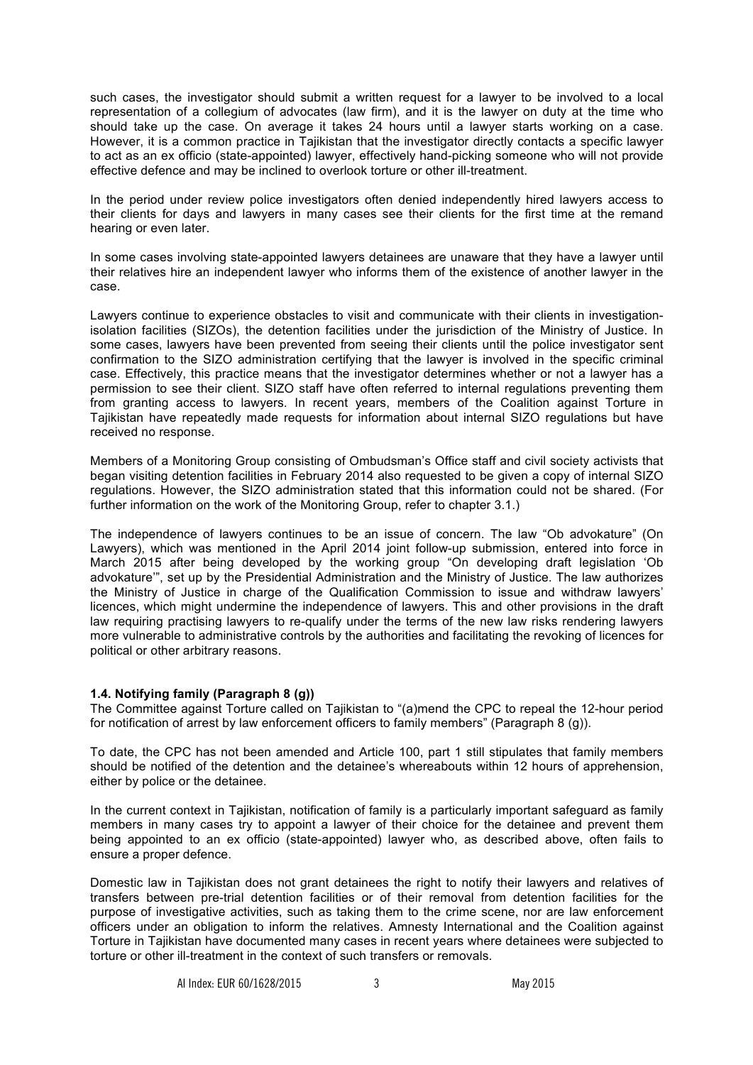such cases, the investigator should submit a written request for a lawyer to be involved to a local representation of a collegium of advocates (law firm), and it is the lawyer on duty at the time who should take up the case. On average it takes 24 hours until a lawyer starts working on a case. However, it is a common practice in Tajikistan that the investigator directly contacts a specific lawyer to act as an ex officio (state-appointed) lawyer, effectively hand-picking someone who will not provide effective defence and may be inclined to overlook torture or other ill-treatment.

In the period under review police investigators often denied independently hired lawyers access to their clients for days and lawyers in many cases see their clients for the first time at the remand hearing or even later.

In some cases involving state-appointed lawyers detainees are unaware that they have a lawyer until their relatives hire an independent lawyer who informs them of the existence of another lawyer in the case.

Lawyers continue to experience obstacles to visit and communicate with their clients in investigation-isolation facilities (SIZOs), the detention facilities under the jurisdiction of the Ministry of Justice. In some cases, lawyers have been prevented from seeing their clients until the police investigator sent confirmation to the SIZO administration certifying that the lawyer is involved in the specific criminal case. Effectively, this practice means that the investigator determines whether or not a lawyer has a permission to see their client. SIZO staff have often referred to internal regulations preventing them from granting access to lawyers. In recent years, members of the Coalition against Torture in Tajikistan have repeatedly made requests for information about internal SIZO regulations but have received no response.

Members of a Monitoring Group consisting of Ombudsman's Office staff and civil society activists that began visiting detention facilities in February 2014 also requested to be given a copy of internal SIZO regulations. However, the SIZO administration stated that this information could not be shared. (For further information on the work of the Monitoring Group, refer to chapter 3.1.)

The independence of lawyers continues to be an issue of concern. The law "Ob advokature" (On Lawyers), which was mentioned in the April 2014 joint follow-up submission, entered into force in March 2015 after being developed by the working group "On developing draft legislation 'Ob advokature'", set up by the Presidential Administration and the Ministry of Justice. The law authorizes the Ministry of Justice in charge of the Qualification Commission to issue and withdraw lawyers' licences, which might undermine the independence of lawyers. This and other provisions in the draft law requiring practising lawyers to re-qualify under the terms of the new law risks rendering lawyers more vulnerable to administrative controls by the authorities and facilitating the revoking of licences for political or other arbitrary reasons.

### 1.4. Notifying family (Paragraph 8 (g))

The Committee against Torture called on Tajikistan to "(a)mend the CPC to repeal the 12-hour period for notification of arrest by law enforcement officers to family members" (Paragraph 8 (g)).

To date, the CPC has not been amended and Article 100, part 1 still stipulates that family members should be notified of the detention and the detainee's whereabouts within 12 hours of apprehension, either by police or the detainee.

In the current context in Tajikistan, notification of family is a particularly important safeguard as family members in many cases try to appoint a lawyer of their choice for the detainee and prevent them being appointed to an ex officio (state-appointed) lawyer who, as described above, often fails to ensure a proper defence.

Domestic law in Tajikistan does not grant detainees the right to notify their lawyers and relatives of transfers between pre-trial detention facilities or of their removal from detention facilities for the purpose of investigative activities, such as taking them to the crime scene, nor are law enforcement officers under an obligation to inform the relatives. Amnesty International and the Coalition against Torture in Tajikistan have documented many cases in recent years where detainees were subjected to torture or other ill-treatment in the context of such transfers or removals.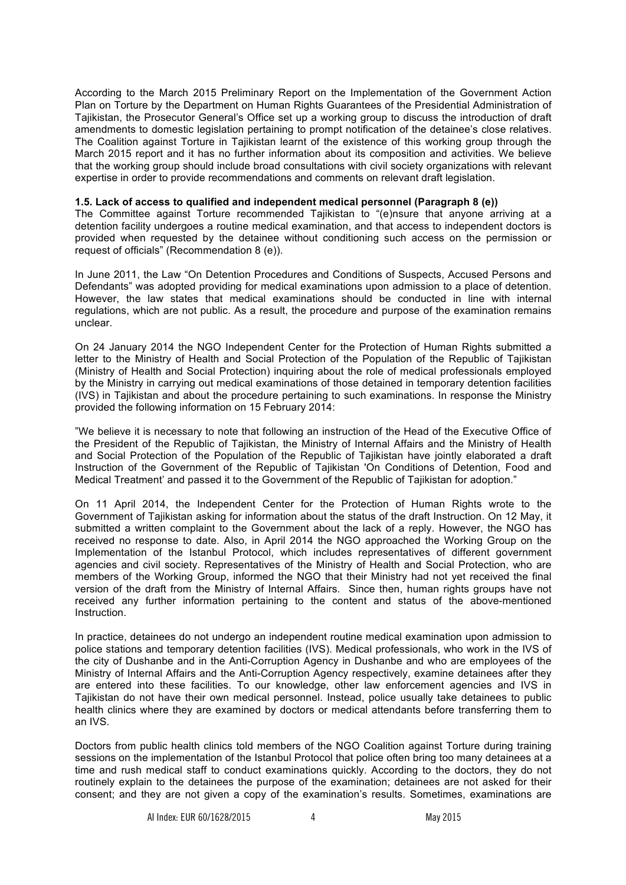According to the March 2015 Preliminary Report on the Implementation of the Government Action Plan on Torture by the Department on Human Rights Guarantees of the Presidential Administration of Tajikistan, the Prosecutor General's Office set up a working group to discuss the introduction of draft amendments to domestic legislation pertaining to prompt notification of the detainee's close relatives. The Coalition against Torture in Tajikistan learnt of the existence of this working group through the March 2015 report and it has no further information about its composition and activities. We believe that the working group should include broad consultations with civil society organizations with relevant expertise in order to provide recommendations and comments on relevant draft legislation.

**1.5. Lack of access to qualified and independent medical personnel (Paragraph 8 (e))**

The Committee against Torture recommended Tajikistan to "(e)nsure that anyone arriving at a detention facility undergoes a routine medical examination, and that access to independent doctors is provided when requested by the detainee without conditioning such access on the permission or request of officials" (Recommendation 8 (e)).

In June 2011, the Law "On Detention Procedures and Conditions of Suspects, Accused Persons and Defendants" was adopted providing for medical examinations upon admission to a place of detention. However, the law states that medical examinations should be conducted in line with internal regulations, which are not public. As a result, the procedure and purpose of the examination remains unclear.

On 24 January 2014 the NGO Independent Center for the Protection of Human Rights submitted a letter to the Ministry of Health and Social Protection of the Population of the Republic of Tajikistan (Ministry of Health and Social Protection) inquiring about the role of medical professionals employed by the Ministry in carrying out medical examinations of those detained in temporary detention facilities (IVS) in Tajikistan and about the procedure pertaining to such examinations. In response the Ministry provided the following information on 15 February 2014:

"We believe it is necessary to note that following an instruction of the Head of the Executive Office of the President of the Republic of Tajikistan, the Ministry of Internal Affairs and the Ministry of Health and Social Protection of the Population of the Republic of Tajikistan have jointly elaborated a draft Instruction of the Government of the Republic of Tajikistan 'On Conditions of Detention, Food and Medical Treatment' and passed it to the Government of the Republic of Tajikistan for adoption."

On 11 April 2014, the Independent Center for the Protection of Human Rights wrote to the Government of Tajikistan asking for information about the status of the draft Instruction. On 12 May, it submitted a written complaint to the Government about the lack of a reply. However, the NGO has received no response to date. Also, in April 2014 the NGO approached the Working Group on the Implementation of the Istanbul Protocol, which includes representatives of different government agencies and civil society. Representatives of the Ministry of Health and Social Protection, who are members of the Working Group, informed the NGO that their Ministry had not yet received the final version of the draft from the Ministry of Internal Affairs. Since then, human rights groups have not received any further information pertaining to the content and status of the above-mentioned Instruction.

In practice, detainees do not undergo an independent routine medical examination upon admission to police stations and temporary detention facilities (IVS). Medical professionals, who work in the IVS of the city of Dushanbe and in the Anti-Corruption Agency in Dushanbe and who are employees of the Ministry of Internal Affairs and the Anti-Corruption Agency respectively, examine detainees after they are entered into these facilities. To our knowledge, other law enforcement agencies and IVS in Tajikistan do not have their own medical personnel. Instead, police usually take detainees to public health clinics where they are examined by doctors or medical attendants before transferring them to an IVS.

Doctors from public health clinics told members of the NGO Coalition against Torture during training sessions on the implementation of the Istanbul Protocol that police often bring too many detainees at a time and rush medical staff to conduct examinations quickly. According to the doctors, they do not routinely explain to the detainees the purpose of the examination; detainees are not asked for their consent; and they are not given a copy of the examination's results. Sometimes, examinations are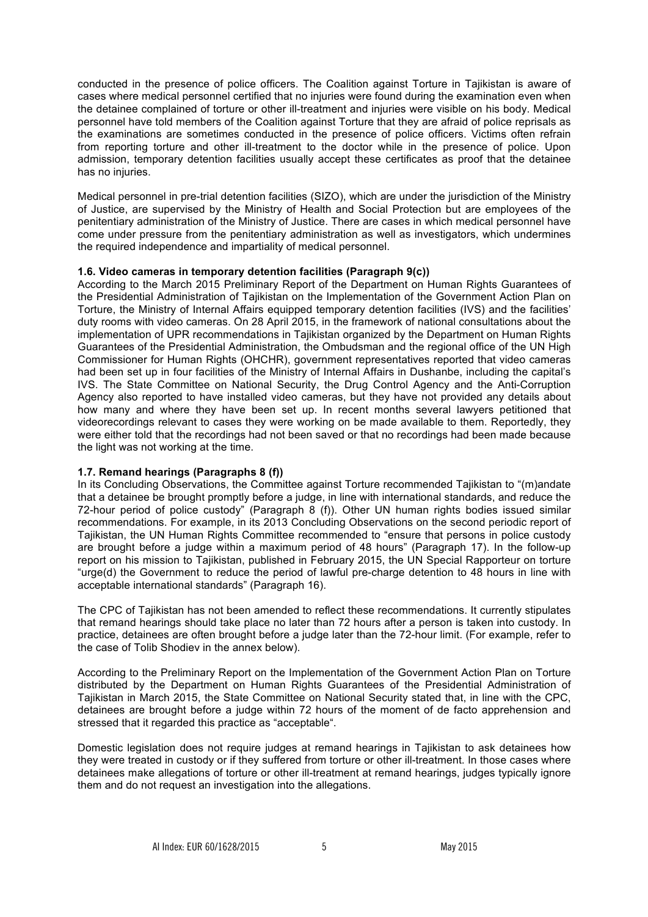conducted in the presence of police officers. The Coalition against Torture in Tajikistan is aware of cases where medical personnel certified that no injuries were found during the examination even when the detainee complained of torture or other ill-treatment and injuries were visible on his body. Medical personnel have told members of the Coalition against Torture that they are afraid of police reprisals as the examinations are sometimes conducted in the presence of police officers. Victims often refrain from reporting torture and other ill-treatment to the doctor while in the presence of police. Upon admission, temporary detention facilities usually accept these certificates as proof that the detainee has no injuries.

Medical personnel in pre-trial detention facilities (SIZO), which are under the jurisdiction of the Ministry of Justice, are supervised by the Ministry of Health and Social Protection but are employees of the penitentiary administration of the Ministry of Justice. There are cases in which medical personnel have come under pressure from the penitentiary administration as well as investigators, which undermines the required independence and impartiality of medical personnel.

### 1.6. Video cameras in temporary detention facilities (Paragraph 9(c))

According to the March 2015 Preliminary Report of the Department on Human Rights Guarantees of the Presidential Administration of Tajikistan on the Implementation of the Government Action Plan on Torture, the Ministry of Internal Affairs equipped temporary detention facilities (IVS) and the facilities' duty rooms with video cameras. On 28 April 2015, in the framework of national consultations about the implementation of UPR recommendations in Tajikistan organized by the Department on Human Rights Guarantees of the Presidential Administration, the Ombudsman and the regional office of the UN High Commissioner for Human Rights (OHCHR), government representatives reported that video cameras had been set up in four facilities of the Ministry of Internal Affairs in Dushanbe, including the capital's IVS. The State Committee on National Security, the Drug Control Agency and the Anti-Corruption Agency also reported to have installed video cameras, but they have not provided any details about how many and where they have been set up. In recent months several lawyers petitioned that videorecordings relevant to cases they were working on be made available to them. Reportedly, they were either told that the recordings had not been saved or that no recordings had been made because the light was not working at the time.

### 1.7. Remand hearings (Paragraphs 8 (f))

In its Concluding Observations, the Committee against Torture recommended Tajikistan to "(m)andate that a detainee be brought promptly before a judge, in line with international standards, and reduce the 72-hour period of police custody" (Paragraph 8 (f)). Other UN human rights bodies issued similar recommendations. For example, in its 2013 Concluding Observations on the second periodic report of Tajikistan, the UN Human Rights Committee recommended to "ensure that persons in police custody are brought before a judge within a maximum period of 48 hours" (Paragraph 17). In the follow-up report on his mission to Tajikistan, published in February 2015, the UN Special Rapporteur on torture "urge(d) the Government to reduce the period of lawful pre-charge detention to 48 hours in line with acceptable international standards" (Paragraph 16).

The CPC of Tajikistan has not been amended to reflect these recommendations. It currently stipulates that remand hearings should take place no later than 72 hours after a person is taken into custody. In practice, detainees are often brought before a judge later than the 72-hour limit. (For example, refer to the case of Tolib Shodiev in the annex below).

According to the Preliminary Report on the Implementation of the Government Action Plan on Torture distributed by the Department on Human Rights Guarantees of the Presidential Administration of Tajikistan in March 2015, the State Committee on National Security stated that, in line with the CPC, detainees are brought before a judge within 72 hours of the moment of de facto apprehension and stressed that it regarded this practice as "acceptable".

Domestic legislation does not require judges at remand hearings in Tajikistan to ask detainees how they were treated in custody or if they suffered from torture or other ill-treatment. In those cases where detainees make allegations of torture or other ill-treatment at remand hearings, judges typically ignore them and do not request an investigation into the allegations.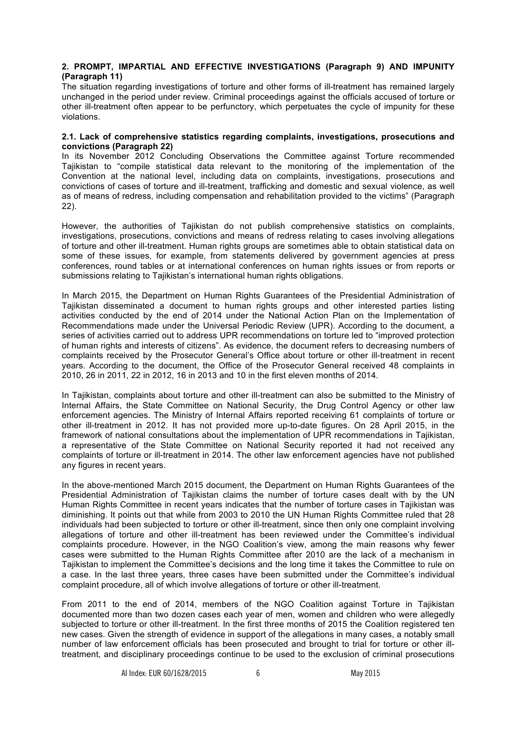## 2. PROMPT, IMPARTIAL AND EFFECTIVE INVESTIGATIONS (Paragraph 9) AND IMPUNITY (Paragraph 11)

The situation regarding investigations of torture and other forms of ill-treatment has remained largely unchanged in the period under review. Criminal proceedings against the officials accused of torture or other ill-treatment often appear to be perfunctory, which perpetuates the cycle of impunity for these violations.

### 2.1. Lack of comprehensive statistics regarding complaints, investigations, prosecutions and convictions (Paragraph 22)

In its November 2012 Concluding Observations the Committee against Torture recommended Tajikistan to "compile statistical data relevant to the monitoring of the implementation of the Convention at the national level, including data on complaints, investigations, prosecutions and convictions of cases of torture and ill-treatment, trafficking and domestic and sexual violence, as well as of means of redress, including compensation and rehabilitation provided to the victims" (Paragraph 22).

However, the authorities of Tajikistan do not publish comprehensive statistics on complaints, investigations, prosecutions, convictions and means of redress relating to cases involving allegations of torture and other ill-treatment. Human rights groups are sometimes able to obtain statistical data on some of these issues, for example, from statements delivered by government agencies at press conferences, round tables or at international conferences on human rights issues or from reports or submissions relating to Tajikistan's international human rights obligations.

In March 2015, the Department on Human Rights Guarantees of the Presidential Administration of Tajikistan disseminated a document to human rights groups and other interested parties listing activities conducted by the end of 2014 under the National Action Plan on the Implementation of Recommendations made under the Universal Periodic Review (UPR). According to the document, a series of activities carried out to address UPR recommendations on torture led to "improved protection of human rights and interests of citizens". As evidence, the document refers to decreasing numbers of complaints received by the Prosecutor General's Office about torture or other ill-treatment in recent years. According to the document, the Office of the Prosecutor General received 48 complaints in 2010, 26 in 2011, 22 in 2012, 16 in 2013 and 10 in the first eleven months of 2014.

In Tajikistan, complaints about torture and other ill-treatment can also be submitted to the Ministry of Internal Affairs, the State Committee on National Security, the Drug Control Agency or other law enforcement agencies. The Ministry of Internal Affairs reported receiving 61 complaints of torture or other ill-treatment in 2012. It has not provided more up-to-date figures. On 28 April 2015, in the framework of national consultations about the implementation of UPR recommendations in Tajikistan, a representative of the State Committee on National Security reported it had not received any complaints of torture or ill-treatment in 2014. The other law enforcement agencies have not published any figures in recent years.

In the above-mentioned March 2015 document, the Department on Human Rights Guarantees of the Presidential Administration of Tajikistan claims the number of torture cases dealt with by the UN Human Rights Committee in recent years indicates that the number of torture cases in Tajikistan was diminishing. It points out that while from 2003 to 2010 the UN Human Rights Committee ruled that 28 individuals had been subjected to torture or other ill-treatment, since then only one complaint involving allegations of torture and other ill-treatment has been reviewed under the Committee's individual complaints procedure. However, in the NGO Coalition's view, among the main reasons why fewer cases were submitted to the Human Rights Committee after 2010 are the lack of a mechanism in Tajikistan to implement the Committee's decisions and the long time it takes the Committee to rule on a case. In the last three years, three cases have been submitted under the Committee's individual complaint procedure, all of which involve allegations of torture or other ill-treatment.

From 2011 to the end of 2014, members of the NGO Coalition against Torture in Tajikistan documented more than two dozen cases each year of men, women and children who were allegedly subjected to torture or other ill-treatment. In the first three months of 2015 the Coalition registered ten new cases. Given the strength of evidence in support of the allegations in many cases, a notably small number of law enforcement officials has been prosecuted and brought to trial for torture or other ill-treatment, and disciplinary proceedings continue to be used to the exclusion of criminal prosecutions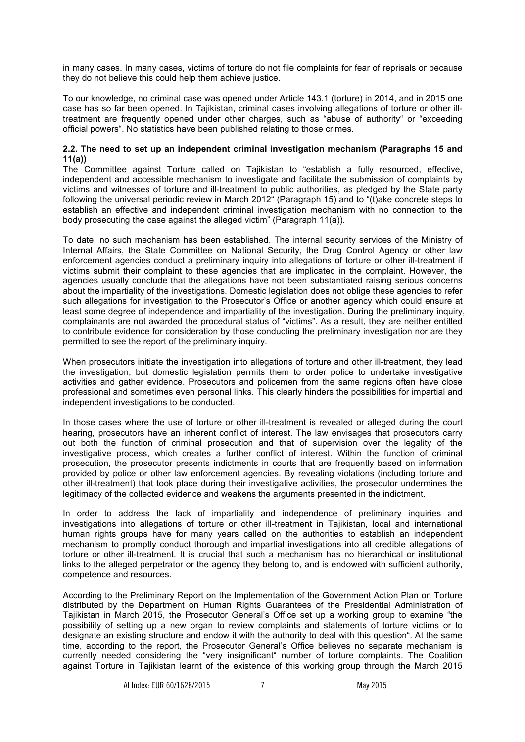in many cases. In many cases, victims of torture do not file complaints for fear of reprisals or because they do not believe this could help them achieve justice.

To our knowledge, no criminal case was opened under Article 143.1 (torture) in 2014, and in 2015 one case has so far been opened. In Tajikistan, criminal cases involving allegations of torture or other ill-treatment are frequently opened under other charges, such as "abuse of authority" or "exceeding official powers". No statistics have been published relating to those crimes.

### 2.2. The need to set up an independent criminal investigation mechanism (Paragraphs 15 and 11(a))

The Committee against Torture called on Tajikistan to "establish a fully resourced, effective, independent and accessible mechanism to investigate and facilitate the submission of complaints by victims and witnesses of torture and ill-treatment to public authorities, as pledged by the State party following the universal periodic review in March 2012" (Paragraph 15) and to "(t)ake concrete steps to establish an effective and independent criminal investigation mechanism with no connection to the body prosecuting the case against the alleged victim" (Paragraph 11(a)).

To date, no such mechanism has been established. The internal security services of the Ministry of Internal Affairs, the State Committee on National Security, the Drug Control Agency or other law enforcement agencies conduct a preliminary inquiry into allegations of torture or other ill-treatment if victims submit their complaint to these agencies that are implicated in the complaint. However, the agencies usually conclude that the allegations have not been substantiated raising serious concerns about the impartiality of the investigations. Domestic legislation does not oblige these agencies to refer such allegations for investigation to the Prosecutor's Office or another agency which could ensure at least some degree of independence and impartiality of the investigation. During the preliminary inquiry, complainants are not awarded the procedural status of "victims". As a result, they are neither entitled to contribute evidence for consideration by those conducting the preliminary investigation nor are they permitted to see the report of the preliminary inquiry.

When prosecutors initiate the investigation into allegations of torture and other ill-treatment, they lead the investigation, but domestic legislation permits them to order police to undertake investigative activities and gather evidence. Prosecutors and policemen from the same regions often have close professional and sometimes even personal links. This clearly hinders the possibilities for impartial and independent investigations to be conducted.

In those cases where the use of torture or other ill-treatment is revealed or alleged during the court hearing, prosecutors have an inherent conflict of interest. The law envisages that prosecutors carry out both the function of criminal prosecution and that of supervision over the legality of the investigative process, which creates a further conflict of interest. Within the function of criminal prosecution, the prosecutor presents indictments in courts that are frequently based on information provided by police or other law enforcement agencies. By revealing violations (including torture and other ill-treatment) that took place during their investigative activities, the prosecutor undermines the legitimacy of the collected evidence and weakens the arguments presented in the indictment.

In order to address the lack of impartiality and independence of preliminary inquiries and investigations into allegations of torture or other ill-treatment in Tajikistan, local and international human rights groups have for many years called on the authorities to establish an independent mechanism to promptly conduct thorough and impartial investigations into all credible allegations of torture or other ill-treatment. It is crucial that such a mechanism has no hierarchical or institutional links to the alleged perpetrator or the agency they belong to, and is endowed with sufficient authority, competence and resources.

According to the Preliminary Report on the Implementation of the Government Action Plan on Torture distributed by the Department on Human Rights Guarantees of the Presidential Administration of Tajikistan in March 2015, the Prosecutor General's Office set up a working group to examine "the possibility of setting up a new organ to review complaints and statements of torture victims or to designate an existing structure and endow it with the authority to deal with this question". At the same time, according to the report, the Prosecutor General's Office believes no separate mechanism is currently needed considering the "very insignificant" number of torture complaints. The Coalition against Torture in Tajikistan learnt of the existence of this working group through the March 2015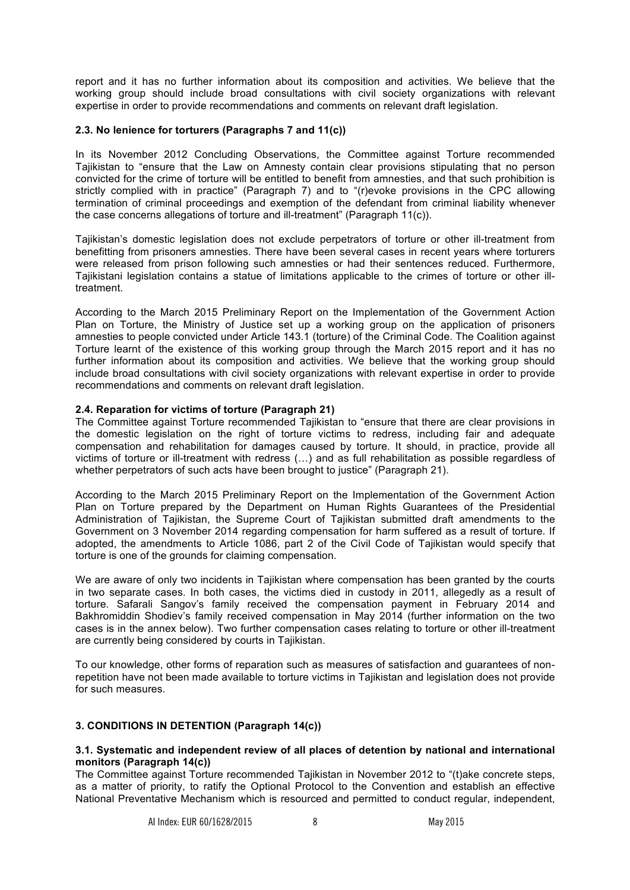report and it has no further information about its composition and activities. We believe that the working group should include broad consultations with civil society organizations with relevant expertise in order to provide recommendations and comments on relevant draft legislation.

### 2.3. No lenience for torturers (Paragraphs 7 and 11(c))

In its November 2012 Concluding Observations, the Committee against Torture recommended Tajikistan to "ensure that the Law on Amnesty contain clear provisions stipulating that no person convicted for the crime of torture will be entitled to benefit from amnesties, and that such prohibition is strictly complied with in practice" (Paragraph 7) and to "(r)evoke provisions in the CPC allowing termination of criminal proceedings and exemption of the defendant from criminal liability whenever the case concerns allegations of torture and ill-treatment" (Paragraph 11(c)).

Tajikistan's domestic legislation does not exclude perpetrators of torture or other ill-treatment from benefitting from prisoners amnesties. There have been several cases in recent years where torturers were released from prison following such amnesties or had their sentences reduced. Furthermore, Tajikistani legislation contains a statue of limitations applicable to the crimes of torture or other ill-treatment.

According to the March 2015 Preliminary Report on the Implementation of the Government Action Plan on Torture, the Ministry of Justice set up a working group on the application of prisoners amnesties to people convicted under Article 143.1 (torture) of the Criminal Code. The Coalition against Torture learnt of the existence of this working group through the March 2015 report and it has no further information about its composition and activities. We believe that the working group should include broad consultations with civil society organizations with relevant expertise in order to provide recommendations and comments on relevant draft legislation.

### 2.4. Reparation for victims of torture (Paragraph 21)

The Committee against Torture recommended Tajikistan to "ensure that there are clear provisions in the domestic legislation on the right of torture victims to redress, including fair and adequate compensation and rehabilitation for damages caused by torture. It should, in practice, provide all victims of torture or ill-treatment with redress (…) and as full rehabilitation as possible regardless of whether perpetrators of such acts have been brought to justice" (Paragraph 21).

According to the March 2015 Preliminary Report on the Implementation of the Government Action Plan on Torture prepared by the Department on Human Rights Guarantees of the Presidential Administration of Tajikistan, the Supreme Court of Tajikistan submitted draft amendments to the Government on 3 November 2014 regarding compensation for harm suffered as a result of torture. If adopted, the amendments to Article 1086, part 2 of the Civil Code of Tajikistan would specify that torture is one of the grounds for claiming compensation.

We are aware of only two incidents in Tajikistan where compensation has been granted by the courts in two separate cases. In both cases, the victims died in custody in 2011, allegedly as a result of torture. Safarali Sangov's family received the compensation payment in February 2014 and Bakhromiddin Shodiev's family received compensation in May 2014 (further information on the two cases is in the annex below). Two further compensation cases relating to torture or other ill-treatment are currently being considered by courts in Tajikistan.

To our knowledge, other forms of reparation such as measures of satisfaction and guarantees of non-repetition have not been made available to torture victims in Tajikistan and legislation does not provide for such measures.

## 3. CONDITIONS IN DETENTION (Paragraph 14(c))

### 3.1. Systematic and independent review of all places of detention by national and international monitors (Paragraph 14(c))

The Committee against Torture recommended Tajikistan in November 2012 to "(t)ake concrete steps, as a matter of priority, to ratify the Optional Protocol to the Convention and establish an effective National Preventative Mechanism which is resourced and permitted to conduct regular, independent,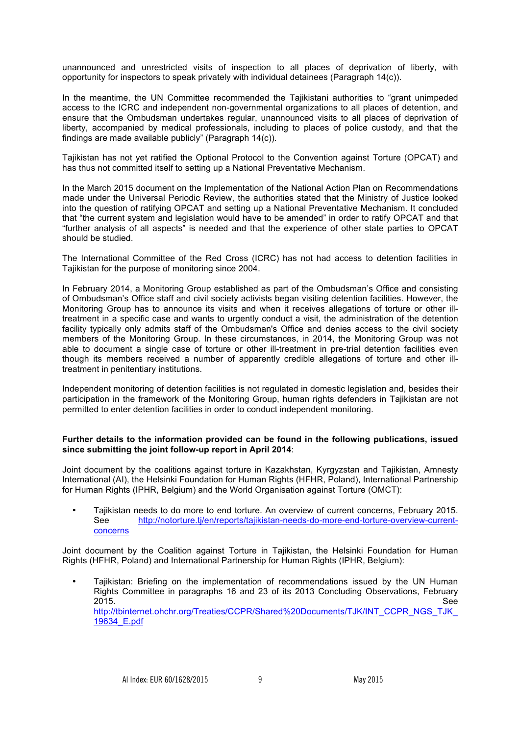unannounced and unrestricted visits of inspection to all places of deprivation of liberty, with opportunity for inspectors to speak privately with individual detainees (Paragraph 14(c)).

In the meantime, the UN Committee recommended the Tajikistani authorities to "grant unimpeded access to the ICRC and independent non-governmental organizations to all places of detention, and ensure that the Ombudsman undertakes regular, unannounced visits to all places of deprivation of liberty, accompanied by medical professionals, including to places of police custody, and that the findings are made available publicly" (Paragraph 14(c)).

Tajikistan has not yet ratified the Optional Protocol to the Convention against Torture (OPCAT) and has thus not committed itself to setting up a National Preventative Mechanism.

In the March 2015 document on the Implementation of the National Action Plan on Recommendations made under the Universal Periodic Review, the authorities stated that the Ministry of Justice looked into the question of ratifying OPCAT and setting up a National Preventative Mechanism. It concluded that "the current system and legislation would have to be amended" in order to ratify OPCAT and that "further analysis of all aspects" is needed and that the experience of other state parties to OPCAT should be studied.

The International Committee of the Red Cross (ICRC) has not had access to detention facilities in Tajikistan for the purpose of monitoring since 2004.

In February 2014, a Monitoring Group established as part of the Ombudsman's Office and consisting of Ombudsman's Office staff and civil society activists began visiting detention facilities. However, the Monitoring Group has to announce its visits and when it receives allegations of torture or other ill-treatment in a specific case and wants to urgently conduct a visit, the administration of the detention facility typically only admits staff of the Ombudsman's Office and denies access to the civil society members of the Monitoring Group. In these circumstances, in 2014, the Monitoring Group was not able to document a single case of torture or other ill-treatment in pre-trial detention facilities even though its members received a number of apparently credible allegations of torture and other ill-treatment in penitentiary institutions.

Independent monitoring of detention facilities is not regulated in domestic legislation and, besides their participation in the framework of the Monitoring Group, human rights defenders in Tajikistan are not permitted to enter detention facilities in order to conduct independent monitoring.

**Further details to the information provided can be found in the following publications, issued since submitting the joint follow-up report in April 2014**:

Joint document by the coalitions against torture in Kazakhstan, Kyrgyzstan and Tajikistan, Amnesty International (AI), the Helsinki Foundation for Human Rights (HFHR, Poland), International Partnership for Human Rights (IPHR, Belgium) and the World Organisation against Torture (OMCT):

- Tajikistan needs to do more to end torture. An overview of current concerns, February 2015. See http://notorture.tj/en/reports/tajikistan-needs-do-more-end-torture-overview-current-concerns

Joint document by the Coalition against Torture in Tajikistan, the Helsinki Foundation for Human Rights (HFHR, Poland) and International Partnership for Human Rights (IPHR, Belgium):

- Tajikistan: Briefing on the implementation of recommendations issued by the UN Human Rights Committee in paragraphs 16 and 23 of its 2013 Concluding Observations, February 2015. See http://tbinternet.ohchr.org/Treaties/CCPR/Shared%20Documents/TJK/INT_CCPR_NGS_TJK_19634_E.pdf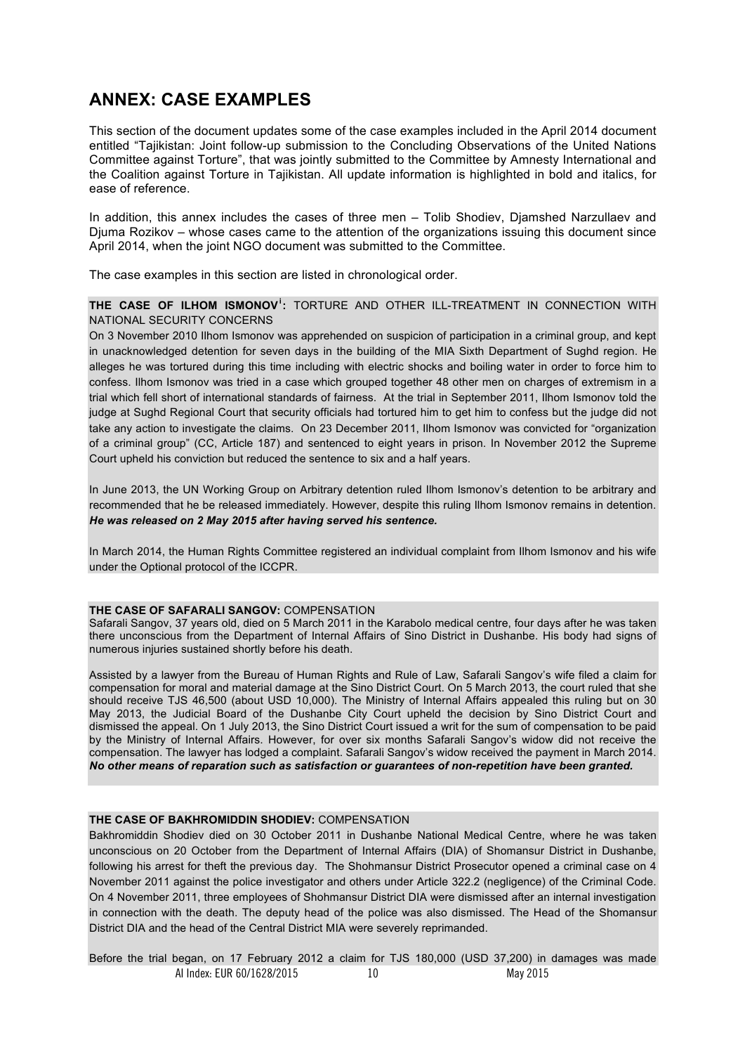## ANNEX: CASE EXAMPLES

This section of the document updates some of the case examples included in the April 2014 document entitled "Tajikistan: Joint follow-up submission to the Concluding Observations of the United Nations Committee against Torture", that was jointly submitted to the Committee by Amnesty International and the Coalition against Torture in Tajikistan. All update information is highlighted in bold and italics, for ease of reference.

In addition, this annex includes the cases of three men – Tolib Shodiev, Djamshed Narzullaev and Djuma Rozikov – whose cases came to the attention of the organizations issuing this document since April 2014, when the joint NGO document was submitted to the Committee.

The case examples in this section are listed in chronological order.

**THE CASE OF ILHOM ISMONOV**[i]**:** TORTURE AND OTHER ILL-TREATMENT IN CONNECTION WITH NATIONAL SECURITY CONCERNS

On 3 November 2010 Ilhom Ismonov was apprehended on suspicion of participation in a criminal group, and kept in unacknowledged detention for seven days in the building of the MIA Sixth Department of Sughd region. He alleges he was tortured during this time including with electric shocks and boiling water in order to force him to confess. Ilhom Ismonov was tried in a case which grouped together 48 other men on charges of extremism in a trial which fell short of international standards of fairness. At the trial in September 2011, Ilhom Ismonov told the judge at Sughd Regional Court that security officials had tortured him to get him to confess but the judge did not take any action to investigate the claims. On 23 December 2011, Ilhom Ismonov was convicted for "organization of a criminal group" (CC, Article 187) and sentenced to eight years in prison. In November 2012 the Supreme Court upheld his conviction but reduced the sentence to six and a half years.

In June 2013, the UN Working Group on Arbitrary detention ruled Ilhom Ismonov's detention to be arbitrary and recommended that he be released immediately. However, despite this ruling Ilhom Ismonov remains in detention. ***He was released on 2 May 2015 after having served his sentence.***

In March 2014, the Human Rights Committee registered an individual complaint from Ilhom Ismonov and his wife under the Optional protocol of the ICCPR.

**THE CASE OF SAFARALI SANGOV:** COMPENSATION

Safarali Sangov, 37 years old, died on 5 March 2011 in the Karabolo medical centre, four days after he was taken there unconscious from the Department of Internal Affairs of Sino District in Dushanbe. His body had signs of numerous injuries sustained shortly before his death.

Assisted by a lawyer from the Bureau of Human Rights and Rule of Law, Safarali Sangov's wife filed a claim for compensation for moral and material damage at the Sino District Court. On 5 March 2013, the court ruled that she should receive TJS 46,500 (about USD 10,000). The Ministry of Internal Affairs appealed this ruling but on 30 May 2013, the Judicial Board of the Dushanbe City Court upheld the decision by Sino District Court and dismissed the appeal. On 1 July 2013, the Sino District Court issued a writ for the sum of compensation to be paid by the Ministry of Internal Affairs. However, for over six months Safarali Sangov's widow did not receive the compensation. The lawyer has lodged a complaint. Safarali Sangov's widow received the payment in March 2014. ***No other means of reparation such as satisfaction or guarantees of non-repetition have been granted.***

**THE CASE OF BAKHROMIDDIN SHODIEV:** COMPENSATION

Bakhromiddin Shodiev died on 30 October 2011 in Dushanbe National Medical Centre, where he was taken unconscious on 20 October from the Department of Internal Affairs (DIA) of Shomansur District in Dushanbe, following his arrest for theft the previous day. The Shohmansur District Prosecutor opened a criminal case on 4 November 2011 against the police investigator and others under Article 322.2 (negligence) of the Criminal Code. On 4 November 2011, three employees of Shohmansur District DIA were dismissed after an internal investigation in connection with the death. The deputy head of the police was also dismissed. The Head of the Shomansur District DIA and the head of the Central District MIA were severely reprimanded.

Before the trial began, on 17 February 2012 a claim for TJS 180,000 (USD 37,200) in damages was made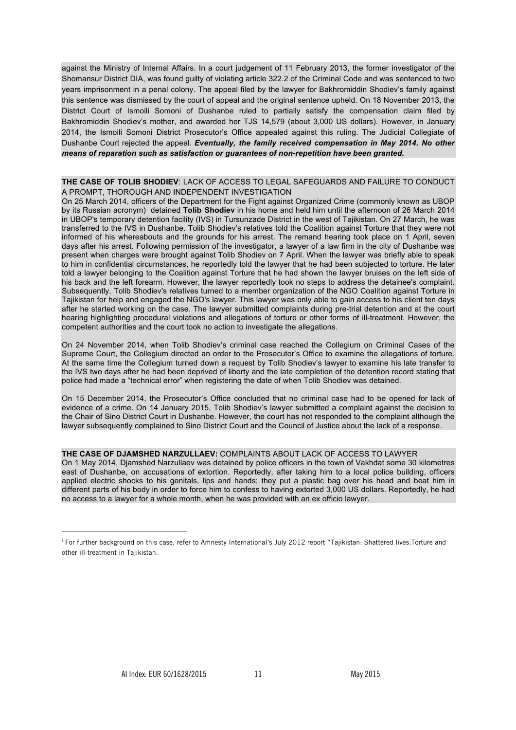against the Ministry of Internal Affairs. In a court judgement of 11 February 2013, the former investigator of the Shomansur District DIA, was found guilty of violating article 322.2 of the Criminal Code and was sentenced to two years imprisonment in a penal colony. The appeal filed by the lawyer for Bakhromiddin Shodiev's family against this sentence was dismissed by the court of appeal and the original sentence upheld. On 18 November 2013, the District Court of Ismoili Somoni of Dushanbe ruled to partially satisfy the compensation claim filed by Bakhromiddin Shodiev's mother, and awarded her TJS 14,579 (about 3,000 US dollars). However, in January 2014, the Ismoili Somoni District Prosecutor's Office appealed against this ruling. The Judicial Collegiate of Dushanbe Court rejected the appeal. ***Eventually, the family received compensation in May 2014. No other means of reparation such as satisfaction or guarantees of non-repetition have been granted.***

**THE CASE OF TOLIB SHODIEV**: LACK OF ACCESS TO LEGAL SAFEGUARDS AND FAILURE TO CONDUCT A PROMPT, THOROUGH AND INDEPENDENT INVESTIGATION

On 25 March 2014, officers of the Department for the Fight against Organized Crime (commonly known as UBOP by its Russian acronym) detained **Tolib Shodiev** in his home and held him until the afternoon of 26 March 2014 in UBOP's temporary detention facility (IVS) in Tursunzade District in the west of Tajikistan. On 27 March, he was transferred to the IVS in Dushanbe. Tolib Shodiev's relatives told the Coalition against Torture that they were not informed of his whereabouts and the grounds for his arrest. The remand hearing took place on 1 April, seven days after his arrest. Following permission of the investigator, a lawyer of a law firm in the city of Dushanbe was present when charges were brought against Tolib Shodiev on 7 April. When the lawyer was briefly able to speak to him in confidential circumstances, he reportedly told the lawyer that he had been subjected to torture. He later told a lawyer belonging to the Coalition against Torture that he had shown the lawyer bruises on the left side of his back and the left forearm. However, the lawyer reportedly took no steps to address the detainee's complaint. Subsequently, Tolib Shodiev's relatives turned to a member organization of the NGO Coalition against Torture in Tajikistan for help and engaged the NGO's lawyer. This lawyer was only able to gain access to his client ten days after he started working on the case. The lawyer submitted complaints during pre-trial detention and at the court hearing highlighting procedural violations and allegations of torture or other forms of ill-treatment. However, the competent authorities and the court took no action to investigate the allegations.

On 24 November 2014, when Tolib Shodiev's criminal case reached the Collegium on Criminal Cases of the Supreme Court, the Collegium directed an order to the Prosecutor's Office to examine the allegations of torture. At the same time the Collegium turned down a request by Tolib Shodiev's lawyer to examine his late transfer to the IVS two days after he had been deprived of liberty and the late completion of the detention record stating that police had made a "technical error" when registering the date of when Tolib Shodiev was detained.

On 15 December 2014, the Prosecutor's Office concluded that no criminal case had to be opened for lack of evidence of a crime. On 14 January 2015, Tolib Shodiev's lawyer submitted a complaint against the decision to the Chair of Sino District Court in Dushanbe. However, the court has not responded to the complaint although the lawyer subsequently complained to Sino District Court and the Council of Justice about the lack of a response.

**THE CASE OF DJAMSHED NARZULLAEV:** COMPLAINTS ABOUT LACK OF ACCESS TO LAWYER

On 1 May 2014, Djamshed Narzullaev was detained by police officers in the town of Vakhdat some 30 kilometres east of Dushanbe, on accusations of extortion. Reportedly, after taking him to a local police building, officers applied electric shocks to his genitals, lips and hands; they put a plastic bag over his head and beat him in different parts of his body in order to force him to confess to having extorted 3,000 US dollars. Reportedly, he had no access to a lawyer for a whole month, when he was provided with an ex officio lawyer.

---

[i] For further background on this case, refer to Amnesty International's July 2012 report "Tajikistan: Shattered lives.Torture and other ill-treatment in Tajikistan.